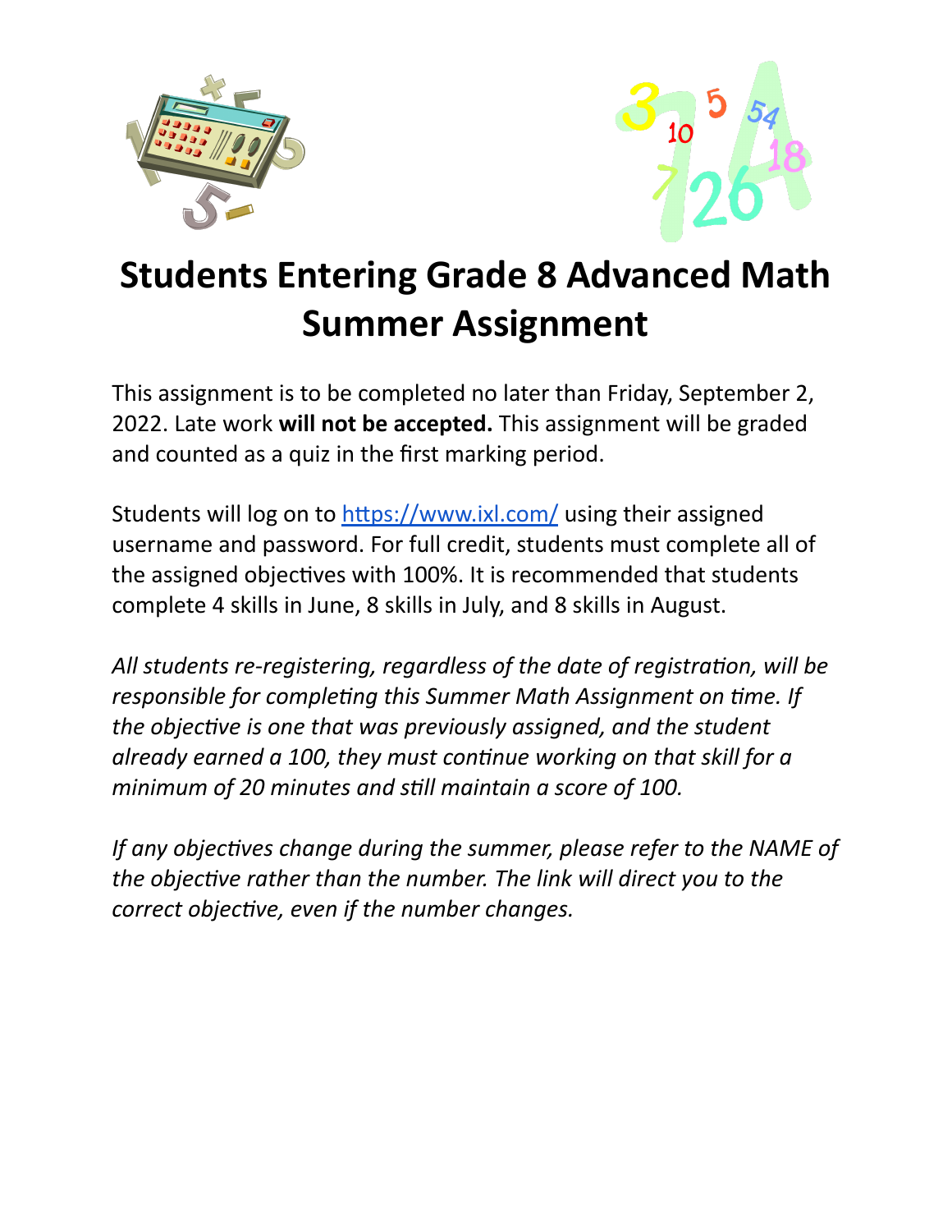# Students Entering Grade 8 Advanced Math Summer Assignment

This assignment is to be completed no later than Friday, September 2, 2022. Late work **will not be accepted.** This assignment will be graded and counted as a quiz in the first marking period.

Students will log on to https://www.ixl.com/ using their assigned username and password. For full credit, students must complete all of the assigned objectives with 100%. It is recommended that students complete 4 skills in June, 8 skills in July, and 8 skills in August.

*All students re-registering, regardless of the date of registration, will be responsible for completing this Summer Math Assignment on time. If the objective is one that was previously assigned, and the student already earned a 100, they must continue working on that skill for a minimum of 20 minutes and still maintain a score of 100.*

*If any objectives change during the summer, please refer to the NAME of the objective rather than the number. The link will direct you to the correct objective, even if the number changes.*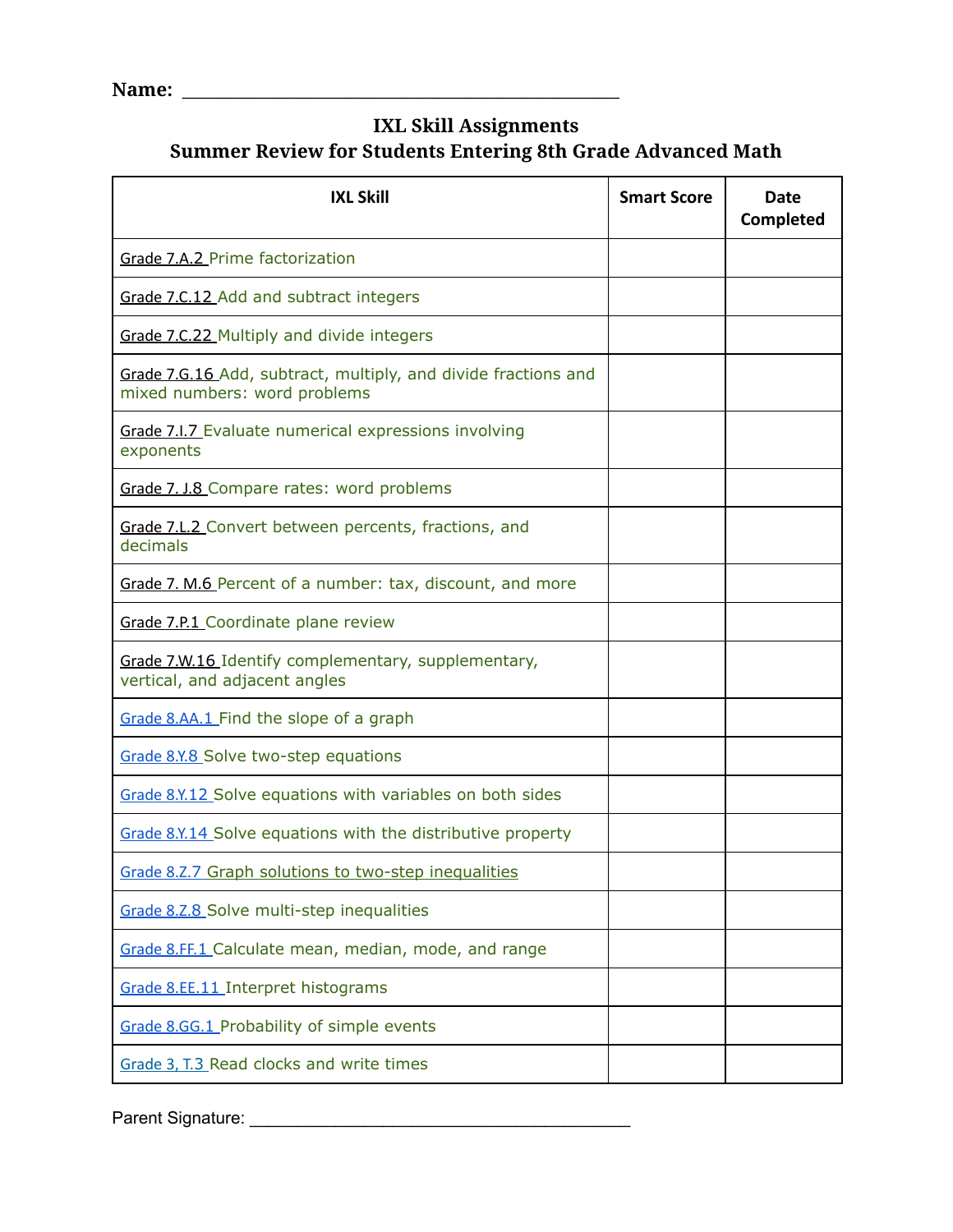Name: ______________________________________________

## IXL Skill Assignments
## Summer Review for Students Entering 8th Grade Advanced Math

| IXL Skill | Smart Score | Date Completed |
|---|---|---|
| Grade 7.A.2 Prime factorization | | |
| Grade 7.C.12 Add and subtract integers | | |
| Grade 7.C.22 Multiply and divide integers | | |
| Grade 7.G.16 Add, subtract, multiply, and divide fractions and mixed numbers: word problems | | |
| Grade 7.I.7 Evaluate numerical expressions involving exponents | | |
| Grade 7. J.8 Compare rates: word problems | | |
| Grade 7.L.2 Convert between percents, fractions, and decimals | | |
| Grade 7. M.6 Percent of a number: tax, discount, and more | | |
| Grade 7.P.1 Coordinate plane review | | |
| Grade 7.W.16 Identify complementary, supplementary, vertical, and adjacent angles | | |
| Grade 8.AA.1 Find the slope of a graph | | |
| Grade 8.Y.8 Solve two-step equations | | |
| Grade 8.Y.12 Solve equations with variables on both sides | | |
| Grade 8.Y.14 Solve equations with the distributive property | | |
| Grade 8.Z.7 Graph solutions to two-step inequalities | | |
| Grade 8.Z.8 Solve multi-step inequalities | | |
| Grade 8.FF.1 Calculate mean, median, mode, and range | | |
| Grade 8.EE.11 Interpret histograms | | |
| Grade 8.GG.1 Probability of simple events | | |
| Grade 3, T.3 Read clocks and write times | | |

Parent Signature: __________________________________________